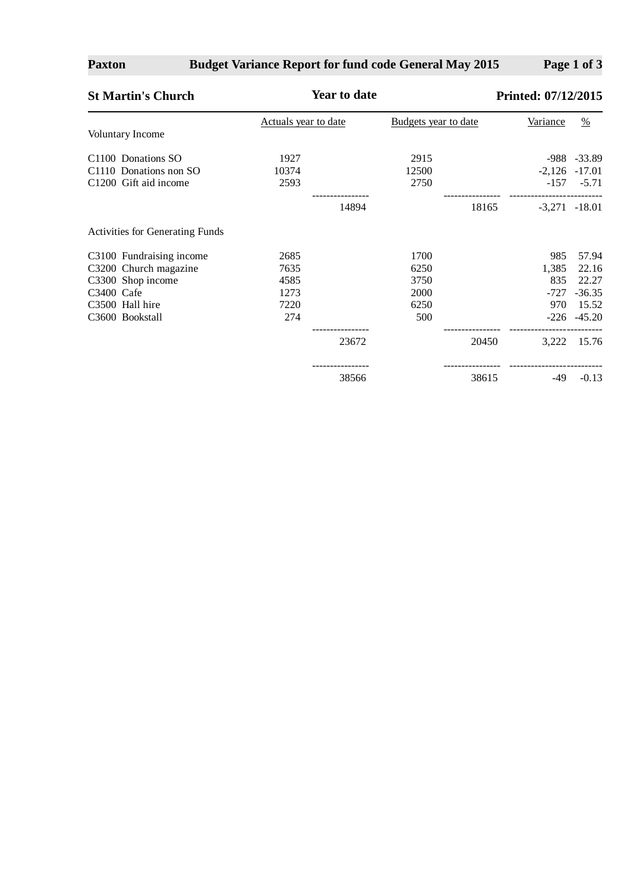**Paxton** **Budget Variance Report for fund code General May 2015**

**St Martin's Church** **Year to date** **Printed: 07/12/2015**

| | Actuals year to date | | Budgets year to date | | Variance | % |
|---|---|---|---|---|---|---|
| Voluntary Income | | | | | | |
| C1100 Donations SO | 1927 | | 2915 | | -988 | -33.89 |
| C1110 Donations non SO | 10374 | | 12500 | | -2,126 | -17.01 |
| C1200 Gift aid income | 2593 | | 2750 | | -157 | -5.71 |
| | | 14894 | | 18165 | -3,271 | -18.01 |
| Activities for Generating Funds | | | | | | |
| C3100 Fundraising income | 2685 | | 1700 | | 985 | 57.94 |
| C3200 Church magazine | 7635 | | 6250 | | 1,385 | 22.16 |
| C3300 Shop income | 4585 | | 3750 | | 835 | 22.27 |
| C3400 Cafe | 1273 | | 2000 | | -727 | -36.35 |
| C3500 Hall hire | 7220 | | 6250 | | 970 | 15.52 |
| C3600 Bookstall | 274 | | 500 | | -226 | -45.20 |
| | | 23672 | | 20450 | 3,222 | 15.76 |
| | | 38566 | | 38615 | -49 | -0.13 |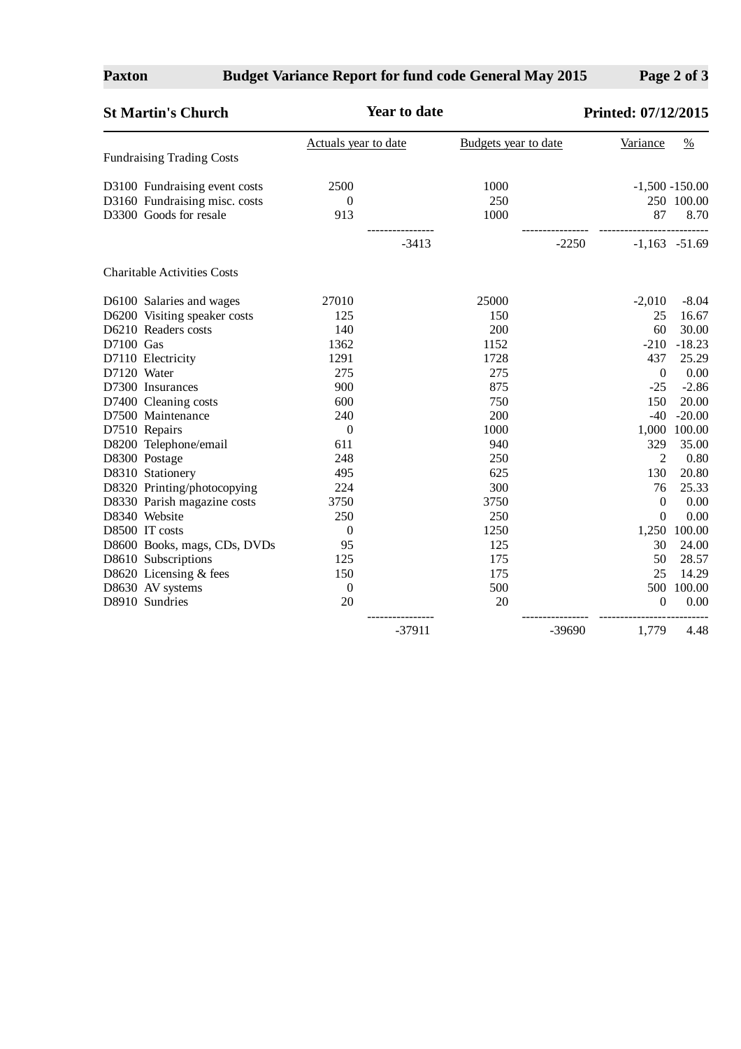**St Martin's Church** | **Year to date** | **Printed: 07/12/2015**

**Budget Variance Report for fund code General May 2015**

| | Actuals year to date | | Budgets year to date | | Variance | % |
|---|---|---|---|---|---|---|
| **Fundraising Trading Costs** | | | | | | |
| D3100 Fundraising event costs | 2500 | | 1000 | | -1,500 | -150.00 |
| D3160 Fundraising misc. costs | 0 | | 250 | | 250 | 100.00 |
| D3300 Goods for resale | 913 | | 1000 | | 87 | 8.70 |
| | | -3413 | | -2250 | -1,163 | -51.69 |
| **Charitable Activities Costs** | | | | | | |
| D6100 Salaries and wages | 27010 | | 25000 | | -2,010 | -8.04 |
| D6200 Visiting speaker costs | 125 | | 150 | | 25 | 16.67 |
| D6210 Readers costs | 140 | | 200 | | 60 | 30.00 |
| D7100 Gas | 1362 | | 1152 | | -210 | -18.23 |
| D7110 Electricity | 1291 | | 1728 | | 437 | 25.29 |
| D7120 Water | 275 | | 275 | | 0 | 0.00 |
| D7300 Insurances | 900 | | 875 | | -25 | -2.86 |
| D7400 Cleaning costs | 600 | | 750 | | 150 | 20.00 |
| D7500 Maintenance | 240 | | 200 | | -40 | -20.00 |
| D7510 Repairs | 0 | | 1000 | | 1,000 | 100.00 |
| D8200 Telephone/email | 611 | | 940 | | 329 | 35.00 |
| D8300 Postage | 248 | | 250 | | 2 | 0.80 |
| D8310 Stationery | 495 | | 625 | | 130 | 20.80 |
| D8320 Printing/photocopying | 224 | | 300 | | 76 | 25.33 |
| D8330 Parish magazine costs | 3750 | | 3750 | | 0 | 0.00 |
| D8340 Website | 250 | | 250 | | 0 | 0.00 |
| D8500 IT costs | 0 | | 1250 | | 1,250 | 100.00 |
| D8600 Books, mags, CDs, DVDs | 95 | | 125 | | 30 | 24.00 |
| D8610 Subscriptions | 125 | | 175 | | 50 | 28.57 |
| D8620 Licensing & fees | 150 | | 175 | | 25 | 14.29 |
| D8630 AV systems | 0 | | 500 | | 500 | 100.00 |
| D8910 Sundries | 20 | | 20 | | 0 | 0.00 |
| | | -37911 | | -39690 | 1,779 | 4.48 |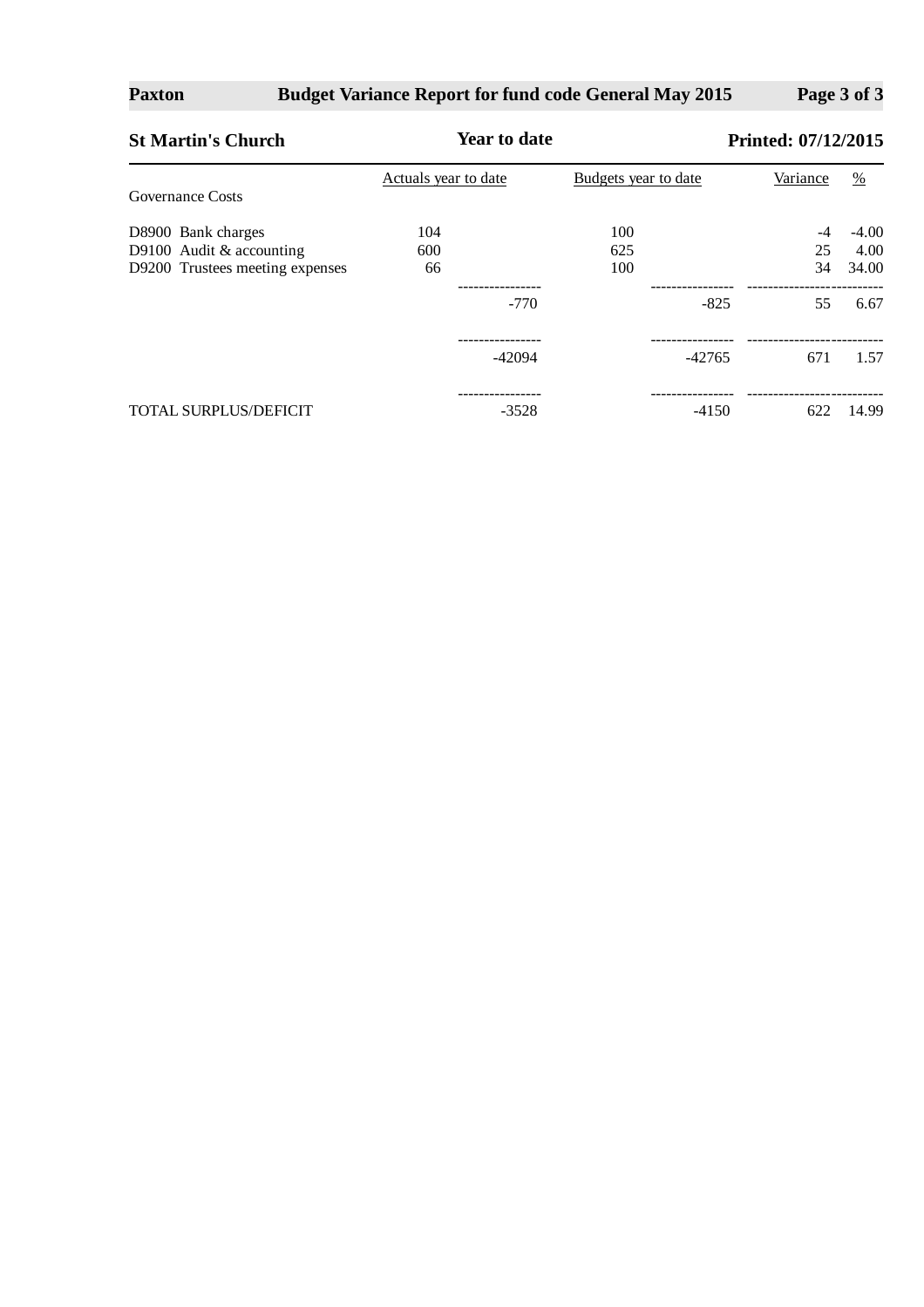**St Martin's Church** — **Year to date** — **Printed: 07/12/2015**

| Governance Costs | Actuals year to date | | Budgets year to date | | Variance | % |
|---|---|---|---|---|---|---|
| D8900 Bank charges | 104 | | 100 | | -4 | -4.00 |
| D9100 Audit & accounting | 600 | | 625 | | 25 | 4.00 |
| D9200 Trustees meeting expenses | 66 | | 100 | | 34 | 34.00 |
| | | -770 | | -825 | 55 | 6.67 |
| | | -42094 | | -42765 | 671 | 1.57 |
| TOTAL SURPLUS/DEFICIT | | -3528 | | -4150 | 622 | 14.99 |